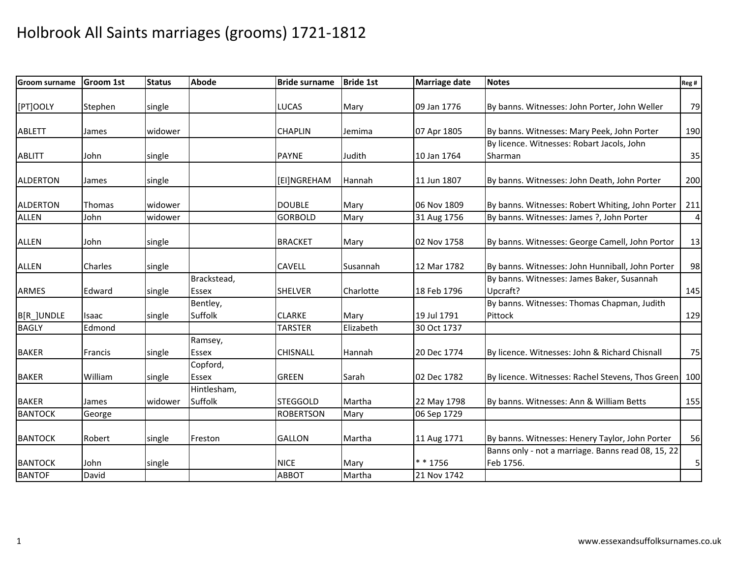# Holbrook All Saints marriages (grooms) 1721-1812

| Groom surname | Groom 1st | Status | Abode | Bride surname | Bride 1st | Marriage date | Notes | Reg # |
|---|---|---|---|---|---|---|---|---|
| [PT]OOLY | Stephen | single | | LUCAS | Mary | 09 Jan 1776 | By banns. Witnesses: John Porter, John Weller | 79 |
| ABLETT | James | widower | | CHAPLIN | Jemima | 07 Apr 1805 | By banns. Witnesses: Mary Peek, John Porter | 190 |
| ABLITT | John | single | | PAYNE | Judith | 10 Jan 1764 | By licence. Witnesses: Robart Jacols, John Sharman | 35 |
| ALDERTON | James | single | | [EI]NGREHAM | Hannah | 11 Jun 1807 | By banns. Witnesses: John Death, John Porter | 200 |
| ALDERTON | Thomas | widower | | DOUBLE | Mary | 06 Nov 1809 | By banns. Witnesses: Robert Whiting, John Porter | 211 |
| ALLEN | John | widower | | GORBOLD | Mary | 31 Aug 1756 | By banns. Witnesses: James ?, John Porter | 4 |
| ALLEN | John | single | | BRACKET | Mary | 02 Nov 1758 | By banns. Witnesses: George Camell, John Portor | 13 |
| ALLEN | Charles | single | | CAVELL | Susannah | 12 Mar 1782 | By banns. Witnesses: John Hunniball, John Porter | 98 |
| ARMES | Edward | single | Brackstead, Essex | SHELVER | Charlotte | 18 Feb 1796 | By banns. Witnesses: James Baker, Susannah Upcraft? | 145 |
| B[R_]UNDLE | Isaac | single | Bentley, Suffolk | CLARKE | Mary | 19 Jul 1791 | By banns. Witnesses: Thomas Chapman, Judith Pittock | 129 |
| BAGLY | Edmond | | | TARSTER | Elizabeth | 30 Oct 1737 | | |
| BAKER | Francis | single | Ramsey, Essex | CHISNALL | Hannah | 20 Dec 1774 | By licence. Witnesses: John & Richard Chisnall | 75 |
| BAKER | William | single | Copford, Essex | GREEN | Sarah | 02 Dec 1782 | By licence. Witnesses: Rachel Stevens, Thos Green | 100 |
| BAKER | James | widower | Hintlesham, Suffolk | STEGGOLD | Martha | 22 May 1798 | By banns. Witnesses: Ann & William Betts | 155 |
| BANTOCK | George | | | ROBERTSON | Mary | 06 Sep 1729 | | |
| BANTOCK | Robert | single | Freston | GALLON | Martha | 11 Aug 1771 | By banns. Witnesses: Henery Taylor, John Porter | 56 |
| BANTOCK | John | single | | NICE | Mary | * * 1756 | Banns only - not a marriage. Banns read 08, 15, 22 Feb 1756. | 5 |
| BANTOF | David | | | ABBOT | Martha | 21 Nov 1742 | | |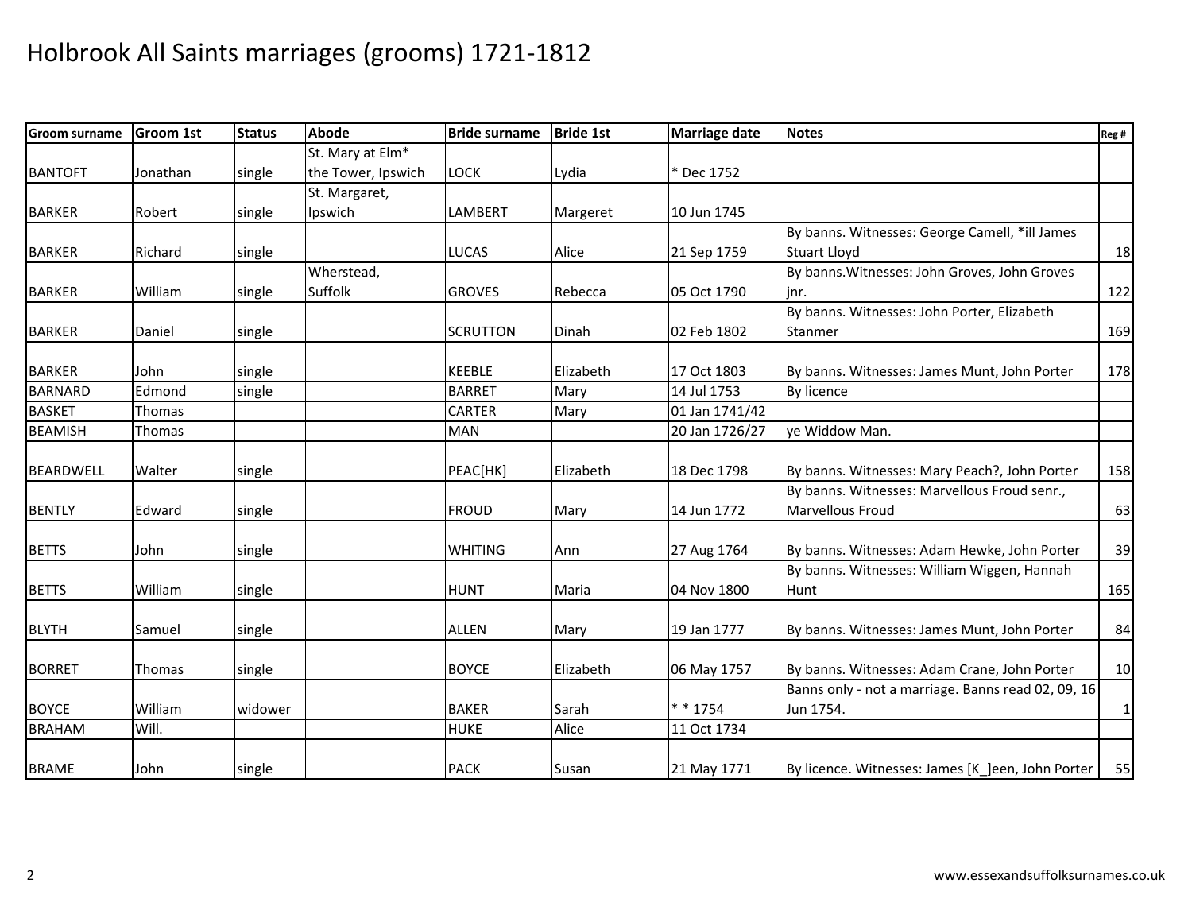# Holbrook All Saints marriages (grooms) 1721-1812

| Groom surname | Groom 1st | Status | Abode | Bride surname | Bride 1st | Marriage date | Notes | Reg # |
|---|---|---|---|---|---|---|---|---|
| BANTOFT | Jonathan | single | St. Mary at Elm* the Tower, Ipswich | LOCK | Lydia | * Dec 1752 | | |
| BARKER | Robert | single | St. Margaret, Ipswich | LAMBERT | Margeret | 10 Jun 1745 | | |
| BARKER | Richard | single | | LUCAS | Alice | 21 Sep 1759 | By banns. Witnesses: George Camell, *ill James Stuart Lloyd | 18 |
| BARKER | William | single | Wherstead, Suffolk | GROVES | Rebecca | 05 Oct 1790 | By banns.Witnesses: John Groves, John Groves jnr. | 122 |
| BARKER | Daniel | single | | SCRUTTON | Dinah | 02 Feb 1802 | By banns. Witnesses: John Porter, Elizabeth Stanmer | 169 |
| BARKER | John | single | | KEEBLE | Elizabeth | 17 Oct 1803 | By banns. Witnesses: James Munt, John Porter | 178 |
| BARNARD | Edmond | single | | BARRET | Mary | 14 Jul 1753 | By licence | |
| BASKET | Thomas | | | CARTER | Mary | 01 Jan 1741/42 | | |
| BEAMISH | Thomas | | | MAN | | 20 Jan 1726/27 | ye Widdow Man. | |
| BEARDWELL | Walter | single | | PEAC[HK] | Elizabeth | 18 Dec 1798 | By banns. Witnesses: Mary Peach?, John Porter | 158 |
| BENTLY | Edward | single | | FROUD | Mary | 14 Jun 1772 | By banns. Witnesses: Marvellous Froud senr., Marvellous Froud | 63 |
| BETTS | John | single | | WHITING | Ann | 27 Aug 1764 | By banns. Witnesses: Adam Hewke, John Porter | 39 |
| BETTS | William | single | | HUNT | Maria | 04 Nov 1800 | By banns. Witnesses: William Wiggen, Hannah Hunt | 165 |
| BLYTH | Samuel | single | | ALLEN | Mary | 19 Jan 1777 | By banns. Witnesses: James Munt, John Porter | 84 |
| BORRET | Thomas | single | | BOYCE | Elizabeth | 06 May 1757 | By banns. Witnesses: Adam Crane, John Porter | 10 |
| BOYCE | William | widower | | BAKER | Sarah | * * 1754 | Banns only - not a marriage. Banns read 02, 09, 16 Jun 1754. | 1 |
| BRAHAM | Will. | | | HUKE | Alice | 11 Oct 1734 | | |
| BRAME | John | single | | PACK | Susan | 21 May 1771 | By licence. Witnesses: James [K_]een, John Porter | 55 |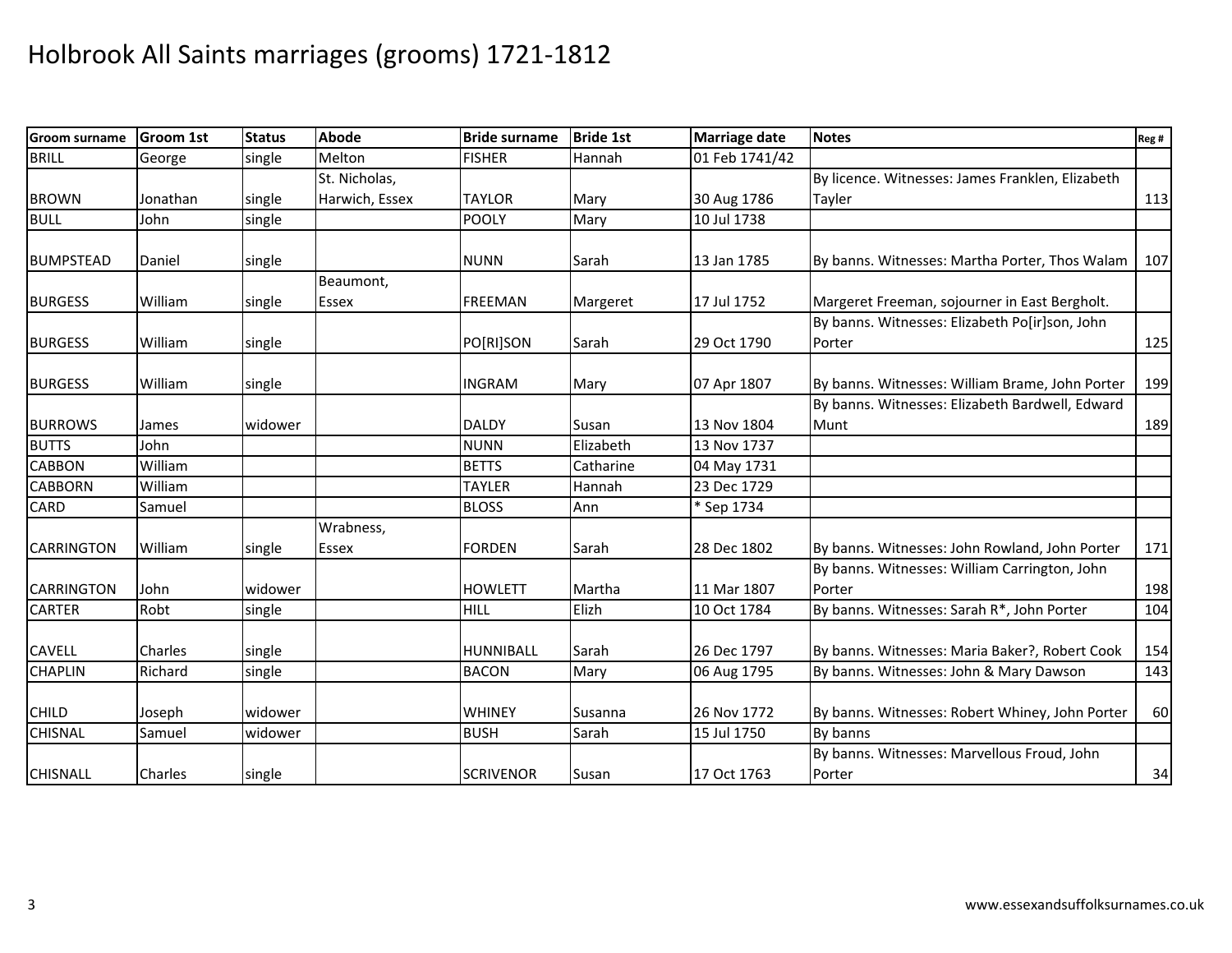# Holbrook All Saints marriages (grooms) 1721-1812

| Groom surname | Groom 1st | Status | Abode | Bride surname | Bride 1st | Marriage date | Notes | Reg # |
|---|---|---|---|---|---|---|---|---|
| BRILL | George | single | Melton | FISHER | Hannah | 01 Feb 1741/42 | | |
| BROWN | Jonathan | single | St. Nicholas, Harwich, Essex | TAYLOR | Mary | 30 Aug 1786 | By licence. Witnesses: James Franklen, Elizabeth Tayler | 113 |
| BULL | John | single | | POOLY | Mary | 10 Jul 1738 | | |
| BUMPSTEAD | Daniel | single | | NUNN | Sarah | 13 Jan 1785 | By banns. Witnesses: Martha Porter, Thos Walam | 107 |
| BURGESS | William | single | Beaumont, Essex | FREEMAN | Margeret | 17 Jul 1752 | Margeret Freeman, sojourner in East Bergholt. | |
| BURGESS | William | single | | PO[RI]SON | Sarah | 29 Oct 1790 | By banns. Witnesses: Elizabeth Po[ir]son, John Porter | 125 |
| BURGESS | William | single | | INGRAM | Mary | 07 Apr 1807 | By banns. Witnesses: William Brame, John Porter | 199 |
| BURROWS | James | widower | | DALDY | Susan | 13 Nov 1804 | By banns. Witnesses: Elizabeth Bardwell, Edward Munt | 189 |
| BUTTS | John | | | NUNN | Elizabeth | 13 Nov 1737 | | |
| CABBON | William | | | BETTS | Catharine | 04 May 1731 | | |
| CABBORN | William | | | TAYLER | Hannah | 23 Dec 1729 | | |
| CARD | Samuel | | | BLOSS | Ann | * Sep 1734 | | |
| CARRINGTON | William | single | Wrabness, Essex | FORDEN | Sarah | 28 Dec 1802 | By banns. Witnesses: John Rowland, John Porter | 171 |
| CARRINGTON | John | widower | | HOWLETT | Martha | 11 Mar 1807 | By banns. Witnesses: William Carrington, John Porter | 198 |
| CARTER | Robt | single | | HILL | Elizh | 10 Oct 1784 | By banns. Witnesses: Sarah R*, John Porter | 104 |
| CAVELL | Charles | single | | HUNNIBALL | Sarah | 26 Dec 1797 | By banns. Witnesses: Maria Baker?, Robert Cook | 154 |
| CHAPLIN | Richard | single | | BACON | Mary | 06 Aug 1795 | By banns. Witnesses: John & Mary Dawson | 143 |
| CHILD | Joseph | widower | | WHINEY | Susanna | 26 Nov 1772 | By banns. Witnesses: Robert Whiney, John Porter | 60 |
| CHISNAL | Samuel | widower | | BUSH | Sarah | 15 Jul 1750 | By banns | |
| CHISNALL | Charles | single | | SCRIVENOR | Susan | 17 Oct 1763 | By banns. Witnesses: Marvellous Froud, John Porter | 34 |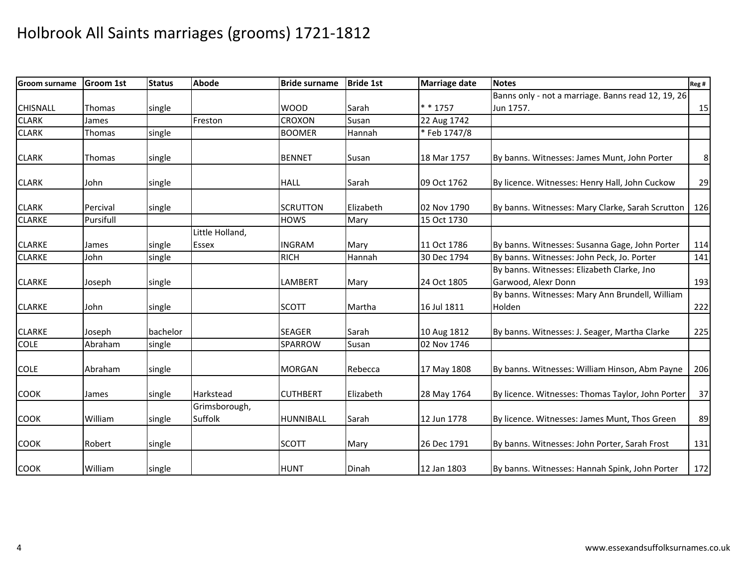# Holbrook All Saints marriages (grooms) 1721-1812

| Groom surname | Groom 1st | Status | Abode | Bride surname | Bride 1st | Marriage date | Notes | Reg # |
|---|---|---|---|---|---|---|---|---|
| CHISNALL | Thomas | single | | WOOD | Sarah | * * 1757 | Banns only - not a marriage. Banns read 12, 19, 26 Jun 1757. | 15 |
| CLARK | James | | Freston | CROXON | Susan | 22 Aug 1742 | | |
| CLARK | Thomas | single | | BOOMER | Hannah | * Feb 1747/8 | | |
| CLARK | Thomas | single | | BENNET | Susan | 18 Mar 1757 | By banns. Witnesses: James Munt, John Porter | 8 |
| CLARK | John | single | | HALL | Sarah | 09 Oct 1762 | By licence. Witnesses: Henry Hall, John Cuckow | 29 |
| CLARK | Percival | single | | SCRUTTON | Elizabeth | 02 Nov 1790 | By banns. Witnesses: Mary Clarke, Sarah Scrutton | 126 |
| CLARKE | Pursifull | | | HOWS | Mary | 15 Oct 1730 | | |
| CLARKE | James | single | Little Holland, Essex | INGRAM | Mary | 11 Oct 1786 | By banns. Witnesses: Susanna Gage, John Porter | 114 |
| CLARKE | John | single | | RICH | Hannah | 30 Dec 1794 | By banns. Witnesses: John Peck, Jo. Porter | 141 |
| CLARKE | Joseph | single | | LAMBERT | Mary | 24 Oct 1805 | By banns. Witnesses: Elizabeth Clarke, Jno Garwood, Alexr Donn | 193 |
| CLARKE | John | single | | SCOTT | Martha | 16 Jul 1811 | By banns. Witnesses: Mary Ann Brundell, William Holden | 222 |
| CLARKE | Joseph | bachelor | | SEAGER | Sarah | 10 Aug 1812 | By banns. Witnesses: J. Seager, Martha Clarke | 225 |
| COLE | Abraham | single | | SPARROW | Susan | 02 Nov 1746 | | |
| COLE | Abraham | single | | MORGAN | Rebecca | 17 May 1808 | By banns. Witnesses: William Hinson, Abm Payne | 206 |
| COOK | James | single | Harkstead | CUTHBERT | Elizabeth | 28 May 1764 | By licence. Witnesses: Thomas Taylor, John Porter | 37 |
| COOK | William | single | Grimsborough, Suffolk | HUNNIBALL | Sarah | 12 Jun 1778 | By licence. Witnesses: James Munt, Thos Green | 89 |
| COOK | Robert | single | | SCOTT | Mary | 26 Dec 1791 | By banns. Witnesses: John Porter, Sarah Frost | 131 |
| COOK | William | single | | HUNT | Dinah | 12 Jan 1803 | By banns. Witnesses: Hannah Spink, John Porter | 172 |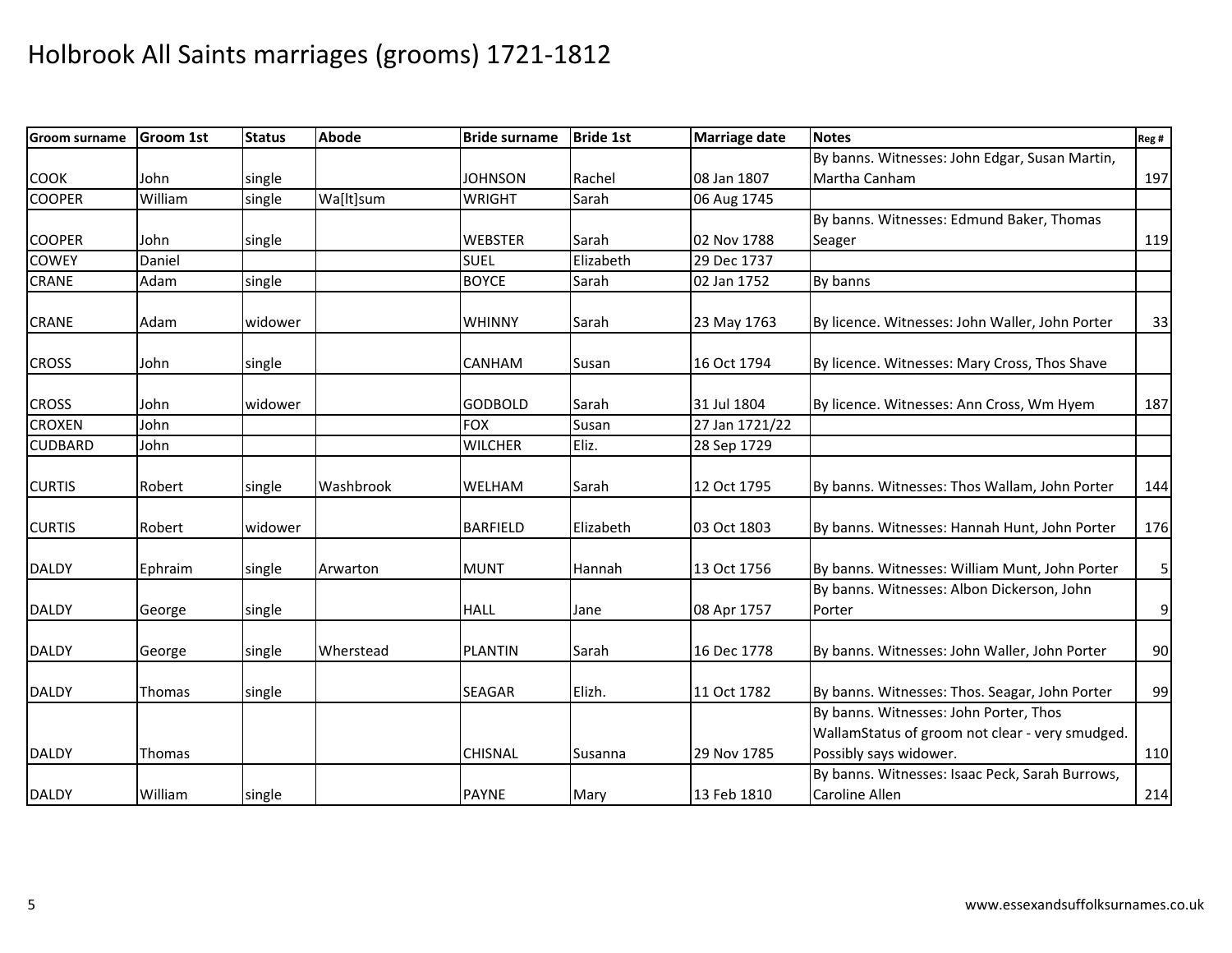# Holbrook All Saints marriages (grooms) 1721-1812

| Groom surname | Groom 1st | Status | Abode | Bride surname | Bride 1st | Marriage date | Notes | Reg # |
|---|---|---|---|---|---|---|---|---|
| COOK | John | single | | JOHNSON | Rachel | 08 Jan 1807 | By banns. Witnesses: John Edgar, Susan Martin, Martha Canham | 197 |
| COOPER | William | single | Wa[lt]sum | WRIGHT | Sarah | 06 Aug 1745 | | |
| COOPER | John | single | | WEBSTER | Sarah | 02 Nov 1788 | By banns. Witnesses: Edmund Baker, Thomas Seager | 119 |
| COWEY | Daniel | | | SUEL | Elizabeth | 29 Dec 1737 | | |
| CRANE | Adam | single | | BOYCE | Sarah | 02 Jan 1752 | By banns | |
| CRANE | Adam | widower | | WHINNY | Sarah | 23 May 1763 | By licence. Witnesses: John Waller, John Porter | 33 |
| CROSS | John | single | | CANHAM | Susan | 16 Oct 1794 | By licence. Witnesses: Mary Cross, Thos Shave | |
| CROSS | John | widower | | GODBOLD | Sarah | 31 Jul 1804 | By licence. Witnesses: Ann Cross, Wm Hyem | 187 |
| CROXEN | John | | | FOX | Susan | 27 Jan 1721/22 | | |
| CUDBARD | John | | | WILCHER | Eliz. | 28 Sep 1729 | | |
| CURTIS | Robert | single | Washbrook | WELHAM | Sarah | 12 Oct 1795 | By banns. Witnesses: Thos Wallam, John Porter | 144 |
| CURTIS | Robert | widower | | BARFIELD | Elizabeth | 03 Oct 1803 | By banns. Witnesses: Hannah Hunt, John Porter | 176 |
| DALDY | Ephraim | single | Arwarton | MUNT | Hannah | 13 Oct 1756 | By banns. Witnesses: William Munt, John Porter | 5 |
| DALDY | George | single | | HALL | Jane | 08 Apr 1757 | By banns. Witnesses: Albon Dickerson, John Porter | 9 |
| DALDY | George | single | Wherstead | PLANTIN | Sarah | 16 Dec 1778 | By banns. Witnesses: John Waller, John Porter | 90 |
| DALDY | Thomas | single | | SEAGAR | Elizh. | 11 Oct 1782 | By banns. Witnesses: Thos. Seagar, John Porter | 99 |
| DALDY | Thomas | | | CHISNAL | Susanna | 29 Nov 1785 | By banns. Witnesses: John Porter, Thos WallamStatus of groom not clear - very smudged. Possibly says widower. | 110 |
| DALDY | William | single | | PAYNE | Mary | 13 Feb 1810 | By banns. Witnesses: Isaac Peck, Sarah Burrows, Caroline Allen | 214 |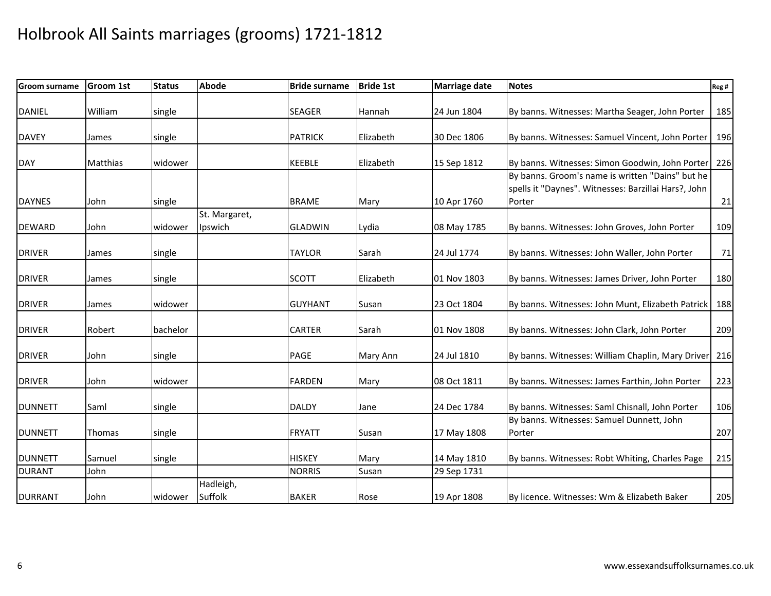# Holbrook All Saints marriages (grooms) 1721-1812

| Groom surname | Groom 1st | Status | Abode | Bride surname | Bride 1st | Marriage date | Notes | Reg # |
|---|---|---|---|---|---|---|---|---|
| DANIEL | William | single | | SEAGER | Hannah | 24 Jun 1804 | By banns. Witnesses: Martha Seager, John Porter | 185 |
| DAVEY | James | single | | PATRICK | Elizabeth | 30 Dec 1806 | By banns. Witnesses: Samuel Vincent, John Porter | 196 |
| DAY | Matthias | widower | | KEEBLE | Elizabeth | 15 Sep 1812 | By banns. Witnesses: Simon Goodwin, John Porter | 226 |
| DAYNES | John | single | | BRAME | Mary | 10 Apr 1760 | By banns. Groom's name is written "Dains" but he spells it "Daynes". Witnesses: Barzillai Hars?, John Porter | 21 |
| DEWARD | John | widower | St. Margaret, Ipswich | GLADWIN | Lydia | 08 May 1785 | By banns. Witnesses: John Groves, John Porter | 109 |
| DRIVER | James | single | | TAYLOR | Sarah | 24 Jul 1774 | By banns. Witnesses: John Waller, John Porter | 71 |
| DRIVER | James | single | | SCOTT | Elizabeth | 01 Nov 1803 | By banns. Witnesses: James Driver, John Porter | 180 |
| DRIVER | James | widower | | GUYHANT | Susan | 23 Oct 1804 | By banns. Witnesses: John Munt, Elizabeth Patrick | 188 |
| DRIVER | Robert | bachelor | | CARTER | Sarah | 01 Nov 1808 | By banns. Witnesses: John Clark, John Porter | 209 |
| DRIVER | John | single | | PAGE | Mary Ann | 24 Jul 1810 | By banns. Witnesses: William Chaplin, Mary Driver | 216 |
| DRIVER | John | widower | | FARDEN | Mary | 08 Oct 1811 | By banns. Witnesses: James Farthin, John Porter | 223 |
| DUNNETT | Saml | single | | DALDY | Jane | 24 Dec 1784 | By banns. Witnesses: Saml Chisnall, John Porter | 106 |
| DUNNETT | Thomas | single | | FRYATT | Susan | 17 May 1808 | By banns. Witnesses: Samuel Dunnett, John Porter | 207 |
| DUNNETT | Samuel | single | | HISKEY | Mary | 14 May 1810 | By banns. Witnesses: Robt Whiting, Charles Page | 215 |
| DURANT | John | | | NORRIS | Susan | 29 Sep 1731 | | |
| DURRANT | John | widower | Hadleigh, Suffolk | BAKER | Rose | 19 Apr 1808 | By licence. Witnesses: Wm & Elizabeth Baker | 205 |

www.essexandsuffolksurnames.co.uk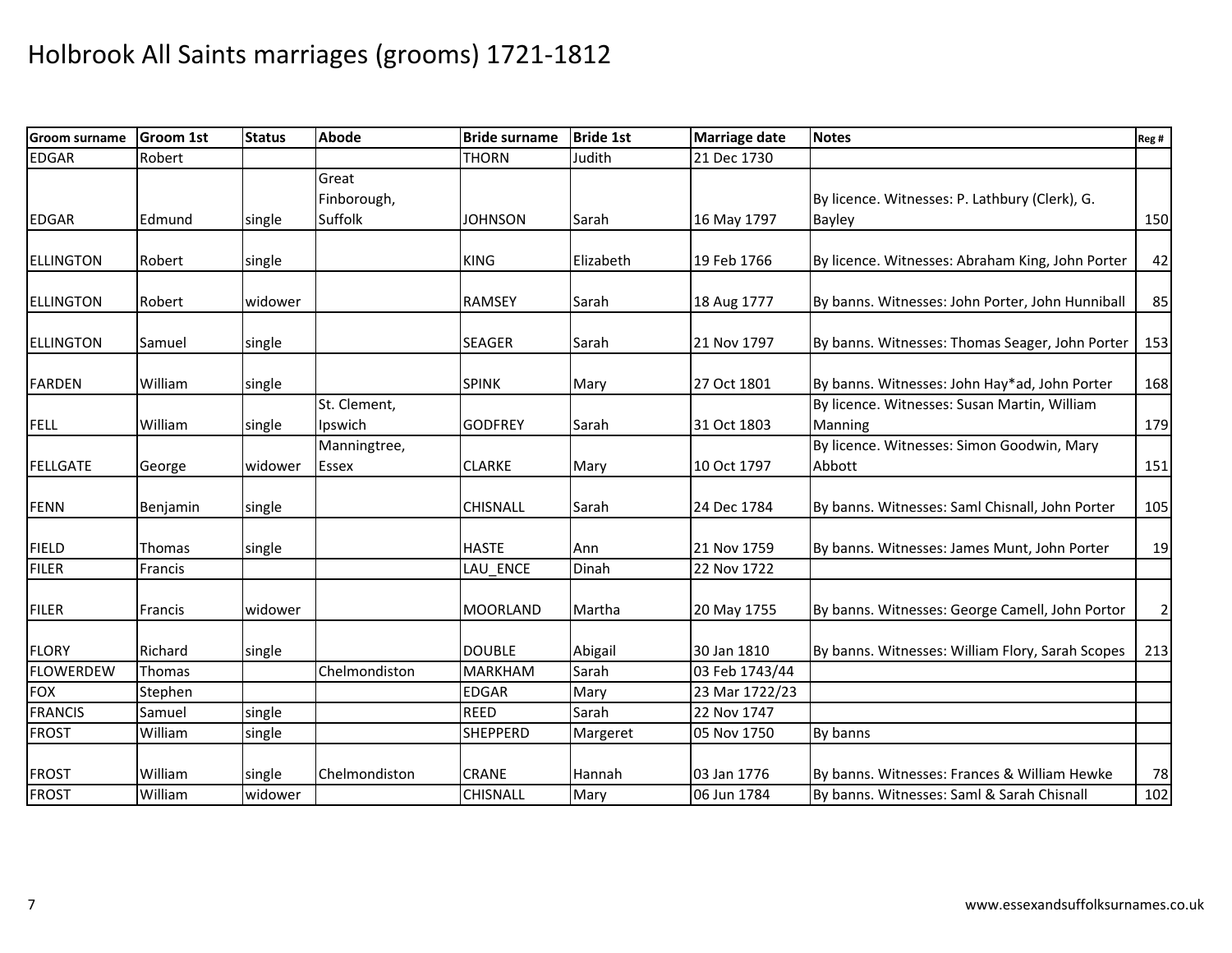# Holbrook All Saints marriages (grooms) 1721-1812

| Groom surname | Groom 1st | Status | Abode | Bride surname | Bride 1st | Marriage date | Notes | Reg # |
|---|---|---|---|---|---|---|---|---|
| EDGAR | Robert | | | THORN | Judith | 21 Dec 1730 | | |
| EDGAR | Edmund | single | Great Finborough, Suffolk | JOHNSON | Sarah | 16 May 1797 | By licence. Witnesses: P. Lathbury (Clerk), G. Bayley | 150 |
| ELLINGTON | Robert | single | | KING | Elizabeth | 19 Feb 1766 | By licence. Witnesses: Abraham King, John Porter | 42 |
| ELLINGTON | Robert | widower | | RAMSEY | Sarah | 18 Aug 1777 | By banns. Witnesses: John Porter, John Hunniball | 85 |
| ELLINGTON | Samuel | single | | SEAGER | Sarah | 21 Nov 1797 | By banns. Witnesses: Thomas Seager, John Porter | 153 |
| FARDEN | William | single | | SPINK | Mary | 27 Oct 1801 | By banns. Witnesses: John Hay*ad, John Porter | 168 |
| FELL | William | single | St. Clement, Ipswich | GODFREY | Sarah | 31 Oct 1803 | By licence. Witnesses: Susan Martin, William Manning | 179 |
| FELLGATE | George | widower | Manningtree, Essex | CLARKE | Mary | 10 Oct 1797 | By licence. Witnesses: Simon Goodwin, Mary Abbott | 151 |
| FENN | Benjamin | single | | CHISNALL | Sarah | 24 Dec 1784 | By banns. Witnesses: Saml Chisnall, John Porter | 105 |
| FIELD | Thomas | single | | HASTE | Ann | 21 Nov 1759 | By banns. Witnesses: James Munt, John Porter | 19 |
| FILER | Francis | | | LAU_ENCE | Dinah | 22 Nov 1722 | | |
| FILER | Francis | widower | | MOORLAND | Martha | 20 May 1755 | By banns. Witnesses: George Camell, John Portor | 2 |
| FLORY | Richard | single | | DOUBLE | Abigail | 30 Jan 1810 | By banns. Witnesses: William Flory, Sarah Scopes | 213 |
| FLOWERDEW | Thomas | | Chelmondiston | MARKHAM | Sarah | 03 Feb 1743/44 | | |
| FOX | Stephen | | | EDGAR | Mary | 23 Mar 1722/23 | | |
| FRANCIS | Samuel | single | | REED | Sarah | 22 Nov 1747 | | |
| FROST | William | single | | SHEPPERD | Margeret | 05 Nov 1750 | By banns | |
| FROST | William | single | Chelmondiston | CRANE | Hannah | 03 Jan 1776 | By banns. Witnesses: Frances & William Hewke | 78 |
| FROST | William | widower | | CHISNALL | Mary | 06 Jun 1784 | By banns. Witnesses: Saml & Sarah Chisnall | 102 |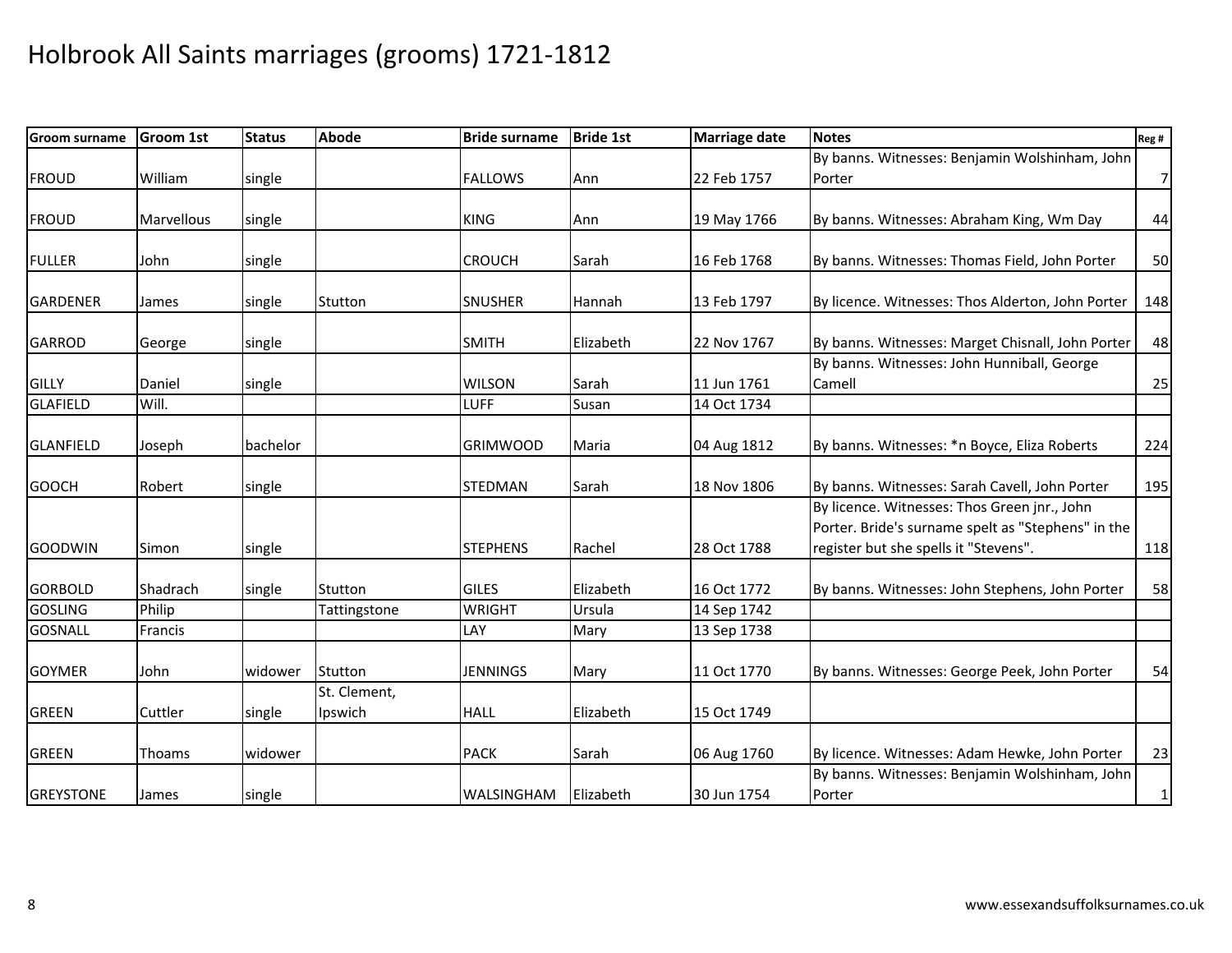# Holbrook All Saints marriages (grooms) 1721-1812

| Groom surname | Groom 1st | Status | Abode | Bride surname | Bride 1st | Marriage date | Notes | Reg # |
|---|---|---|---|---|---|---|---|---|
| FROUD | William | single | | FALLOWS | Ann | 22 Feb 1757 | By banns. Witnesses: Benjamin Wolshinham, John Porter | 7 |
| FROUD | Marvellous | single | | KING | Ann | 19 May 1766 | By banns. Witnesses: Abraham King, Wm Day | 44 |
| FULLER | John | single | | CROUCH | Sarah | 16 Feb 1768 | By banns. Witnesses: Thomas Field, John Porter | 50 |
| GARDENER | James | single | Stutton | SNUSHER | Hannah | 13 Feb 1797 | By licence. Witnesses: Thos Alderton, John Porter | 148 |
| GARROD | George | single | | SMITH | Elizabeth | 22 Nov 1767 | By banns. Witnesses: Marget Chisnall, John Porter | 48 |
| GILLY | Daniel | single | | WILSON | Sarah | 11 Jun 1761 | By banns. Witnesses: John Hunniball, George Camell | 25 |
| GLAFIELD | Will. | | | LUFF | Susan | 14 Oct 1734 | | |
| GLANFIELD | Joseph | bachelor | | GRIMWOOD | Maria | 04 Aug 1812 | By banns. Witnesses: *n Boyce, Eliza Roberts | 224 |
| GOOCH | Robert | single | | STEDMAN | Sarah | 18 Nov 1806 | By banns. Witnesses: Sarah Cavell, John Porter | 195 |
| GOODWIN | Simon | single | | STEPHENS | Rachel | 28 Oct 1788 | By licence. Witnesses: Thos Green jnr., John Porter. Bride's surname spelt as "Stephens" in the register but she spells it "Stevens". | 118 |
| GORBOLD | Shadrach | single | Stutton | GILES | Elizabeth | 16 Oct 1772 | By banns. Witnesses: John Stephens, John Porter | 58 |
| GOSLING | Philip | | Tattingstone | WRIGHT | Ursula | 14 Sep 1742 | | |
| GOSNALL | Francis | | | LAY | Mary | 13 Sep 1738 | | |
| GOYMER | John | widower | Stutton | JENNINGS | Mary | 11 Oct 1770 | By banns. Witnesses: George Peek, John Porter | 54 |
| GREEN | Cuttler | single | St. Clement, Ipswich | HALL | Elizabeth | 15 Oct 1749 | | |
| GREEN | Thoams | widower | | PACK | Sarah | 06 Aug 1760 | By licence. Witnesses: Adam Hewke, John Porter | 23 |
| GREYSTONE | James | single | | WALSINGHAM | Elizabeth | 30 Jun 1754 | By banns. Witnesses: Benjamin Wolshinham, John Porter | 1 |

www.essexandsuffolksurnames.co.uk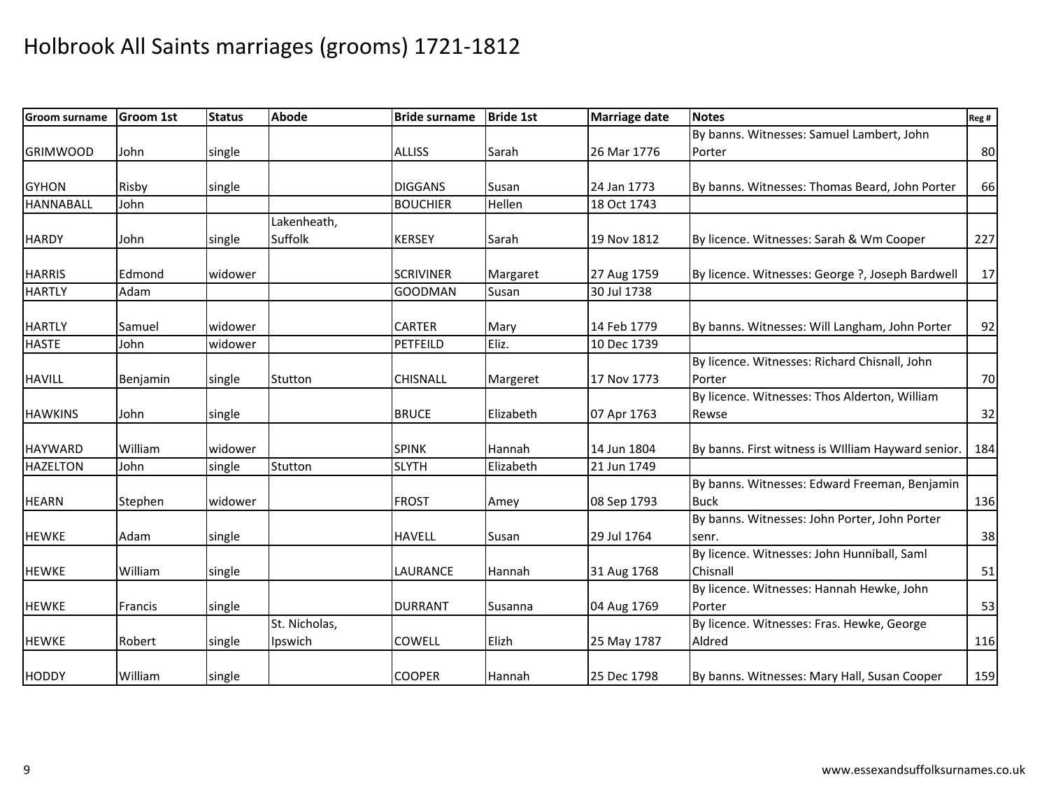# Holbrook All Saints marriages (grooms) 1721-1812

| Groom surname | Groom 1st | Status | Abode | Bride surname | Bride 1st | Marriage date | Notes | Reg # |
|---|---|---|---|---|---|---|---|---|
| GRIMWOOD | John | single | | ALLISS | Sarah | 26 Mar 1776 | By banns. Witnesses: Samuel Lambert, John Porter | 80 |
| GYHON | Risby | single | | DIGGANS | Susan | 24 Jan 1773 | By banns. Witnesses: Thomas Beard, John Porter | 66 |
| HANNABALL | John | | | BOUCHIER | Hellen | 18 Oct 1743 | | |
| HARDY | John | single | Lakenheath, Suffolk | KERSEY | Sarah | 19 Nov 1812 | By licence. Witnesses: Sarah & Wm Cooper | 227 |
| HARRIS | Edmond | widower | | SCRIVINER | Margaret | 27 Aug 1759 | By licence. Witnesses: George ?, Joseph Bardwell | 17 |
| HARTLY | Adam | | | GOODMAN | Susan | 30 Jul 1738 | | |
| HARTLY | Samuel | widower | | CARTER | Mary | 14 Feb 1779 | By banns. Witnesses: Will Langham, John Porter | 92 |
| HASTE | John | widower | | PETFEILD | Eliz. | 10 Dec 1739 | | |
| HAVILL | Benjamin | single | Stutton | CHISNALL | Margeret | 17 Nov 1773 | By licence. Witnesses: Richard Chisnall, John Porter | 70 |
| HAWKINS | John | single | | BRUCE | Elizabeth | 07 Apr 1763 | By licence. Witnesses: Thos Alderton, William Rewse | 32 |
| HAYWARD | William | widower | | SPINK | Hannah | 14 Jun 1804 | By banns. First witness is WIlliam Hayward senior. | 184 |
| HAZELTON | John | single | Stutton | SLYTH | Elizabeth | 21 Jun 1749 | | |
| HEARN | Stephen | widower | | FROST | Amey | 08 Sep 1793 | By banns. Witnesses: Edward Freeman, Benjamin Buck | 136 |
| HEWKE | Adam | single | | HAVELL | Susan | 29 Jul 1764 | By banns. Witnesses: John Porter, John Porter senr. | 38 |
| HEWKE | William | single | | LAURANCE | Hannah | 31 Aug 1768 | By licence. Witnesses: John Hunniball, Saml Chisnall | 51 |
| HEWKE | Francis | single | | DURRANT | Susanna | 04 Aug 1769 | By licence. Witnesses: Hannah Hewke, John Porter | 53 |
| HEWKE | Robert | single | St. Nicholas, Ipswich | COWELL | Elizh | 25 May 1787 | By licence. Witnesses: Fras. Hewke, George Aldred | 116 |
| HODDY | William | single | | COOPER | Hannah | 25 Dec 1798 | By banns. Witnesses: Mary Hall, Susan Cooper | 159 |

www.essexandsuffolksurnames.co.uk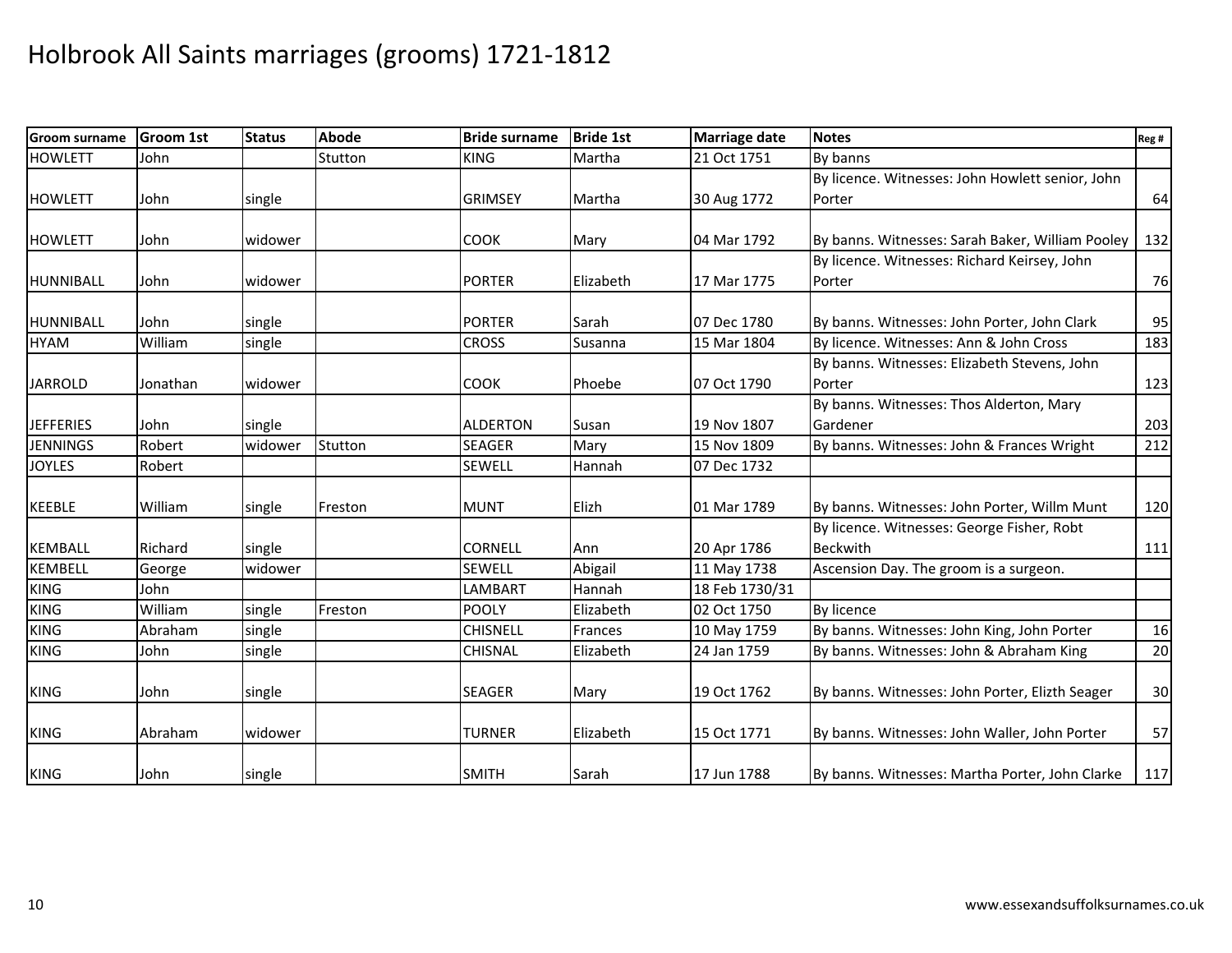# Holbrook All Saints marriages (grooms) 1721-1812

| Groom surname | Groom 1st | Status | Abode | Bride surname | Bride 1st | Marriage date | Notes | Reg # |
|---|---|---|---|---|---|---|---|---|
| HOWLETT | John | | Stutton | KING | Martha | 21 Oct 1751 | By banns | |
| HOWLETT | John | single | | GRIMSEY | Martha | 30 Aug 1772 | By licence. Witnesses: John Howlett senior, John Porter | 64 |
| HOWLETT | John | widower | | COOK | Mary | 04 Mar 1792 | By banns. Witnesses: Sarah Baker, William Pooley | 132 |
| HUNNIBALL | John | widower | | PORTER | Elizabeth | 17 Mar 1775 | By licence. Witnesses: Richard Keirsey, John Porter | 76 |
| HUNNIBALL | John | single | | PORTER | Sarah | 07 Dec 1780 | By banns. Witnesses: John Porter, John Clark | 95 |
| HYAM | William | single | | CROSS | Susanna | 15 Mar 1804 | By licence. Witnesses: Ann & John Cross | 183 |
| JARROLD | Jonathan | widower | | COOK | Phoebe | 07 Oct 1790 | By banns. Witnesses: Elizabeth Stevens, John Porter | 123 |
| JEFFERIES | John | single | | ALDERTON | Susan | 19 Nov 1807 | By banns. Witnesses: Thos Alderton, Mary Gardener | 203 |
| JENNINGS | Robert | widower | Stutton | SEAGER | Mary | 15 Nov 1809 | By banns. Witnesses: John & Frances Wright | 212 |
| JOYLES | Robert | | | SEWELL | Hannah | 07 Dec 1732 | | |
| KEEBLE | William | single | Freston | MUNT | Elizh | 01 Mar 1789 | By banns. Witnesses: John Porter, Willm Munt | 120 |
| KEMBALL | Richard | single | | CORNELL | Ann | 20 Apr 1786 | By licence. Witnesses: George Fisher, Robt Beckwith | 111 |
| KEMBELL | George | widower | | SEWELL | Abigail | 11 May 1738 | Ascension Day. The groom is a surgeon. | |
| KING | John | | | LAMBART | Hannah | 18 Feb 1730/31 | | |
| KING | William | single | Freston | POOLY | Elizabeth | 02 Oct 1750 | By licence | |
| KING | Abraham | single | | CHISNELL | Frances | 10 May 1759 | By banns. Witnesses: John King, John Porter | 16 |
| KING | John | single | | CHISNAL | Elizabeth | 24 Jan 1759 | By banns. Witnesses: John & Abraham King | 20 |
| KING | John | single | | SEAGER | Mary | 19 Oct 1762 | By banns. Witnesses: John Porter, Elizth Seager | 30 |
| KING | Abraham | widower | | TURNER | Elizabeth | 15 Oct 1771 | By banns. Witnesses: John Waller, John Porter | 57 |
| KING | John | single | | SMITH | Sarah | 17 Jun 1788 | By banns. Witnesses: Martha Porter, John Clarke | 117 |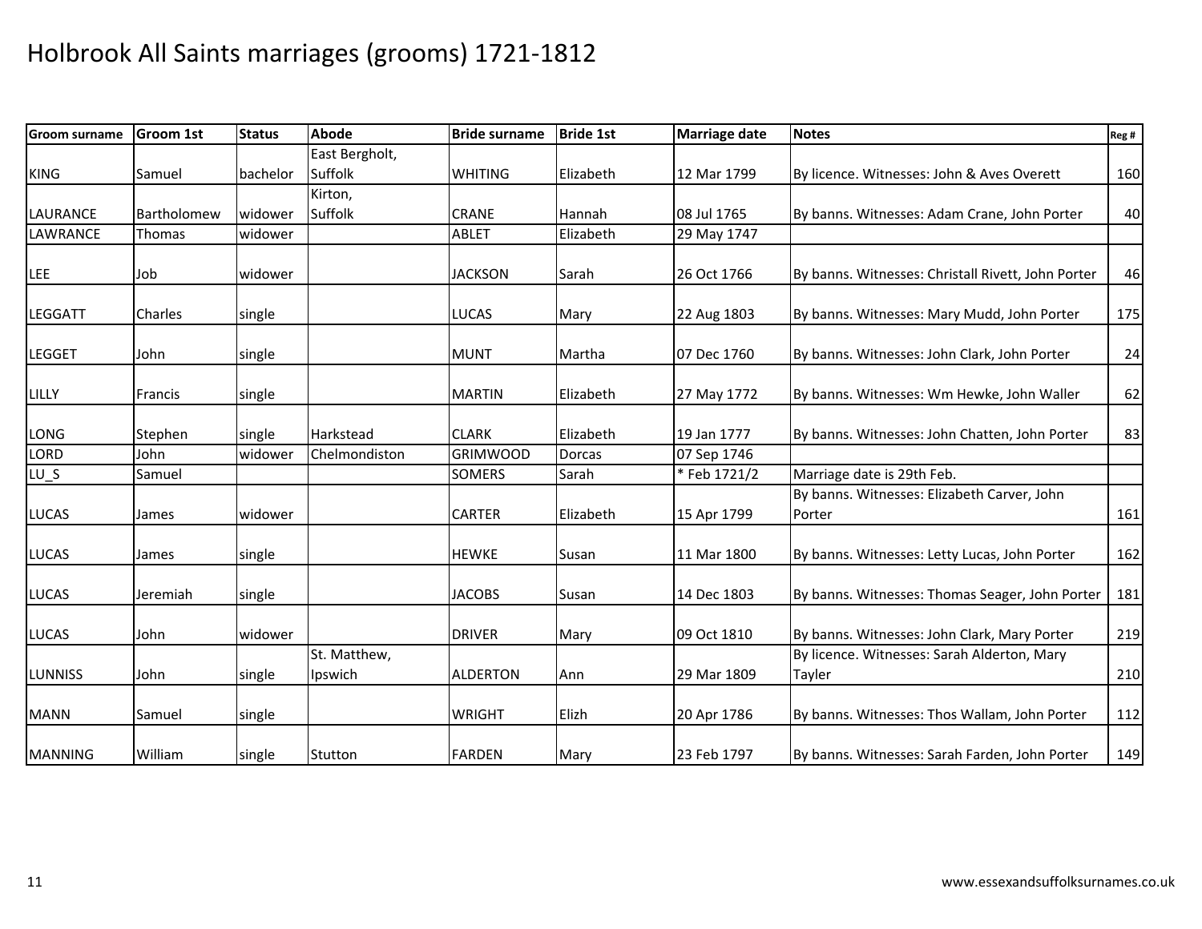# Holbrook All Saints marriages (grooms) 1721-1812

| Groom surname | Groom 1st | Status | Abode | Bride surname | Bride 1st | Marriage date | Notes | Reg # |
|---|---|---|---|---|---|---|---|---|
| KING | Samuel | bachelor | East Bergholt, Suffolk | WHITING | Elizabeth | 12 Mar 1799 | By licence. Witnesses: John & Aves Overett | 160 |
| LAURANCE | Bartholomew | widower | Kirton, Suffolk | CRANE | Hannah | 08 Jul 1765 | By banns. Witnesses: Adam Crane, John Porter | 40 |
| LAWRANCE | Thomas | widower | | ABLET | Elizabeth | 29 May 1747 | | |
| LEE | Job | widower | | JACKSON | Sarah | 26 Oct 1766 | By banns. Witnesses: Christall Rivett, John Porter | 46 |
| LEGGATT | Charles | single | | LUCAS | Mary | 22 Aug 1803 | By banns. Witnesses: Mary Mudd, John Porter | 175 |
| LEGGET | John | single | | MUNT | Martha | 07 Dec 1760 | By banns. Witnesses: John Clark, John Porter | 24 |
| LILLY | Francis | single | | MARTIN | Elizabeth | 27 May 1772 | By banns. Witnesses: Wm Hewke, John Waller | 62 |
| LONG | Stephen | single | Harkstead | CLARK | Elizabeth | 19 Jan 1777 | By banns. Witnesses: John Chatten, John Porter | 83 |
| LORD | John | widower | Chelmondiston | GRIMWOOD | Dorcas | 07 Sep 1746 | | |
| LU_S | Samuel | | | SOMERS | Sarah | * Feb 1721/2 | Marriage date is 29th Feb. | |
| LUCAS | James | widower | | CARTER | Elizabeth | 15 Apr 1799 | By banns. Witnesses: Elizabeth Carver, John Porter | 161 |
| LUCAS | James | single | | HEWKE | Susan | 11 Mar 1800 | By banns. Witnesses: Letty Lucas, John Porter | 162 |
| LUCAS | Jeremiah | single | | JACOBS | Susan | 14 Dec 1803 | By banns. Witnesses: Thomas Seager, John Porter | 181 |
| LUCAS | John | widower | | DRIVER | Mary | 09 Oct 1810 | By banns. Witnesses: John Clark, Mary Porter | 219 |
| LUNNISS | John | single | St. Matthew, Ipswich | ALDERTON | Ann | 29 Mar 1809 | By licence. Witnesses: Sarah Alderton, Mary Tayler | 210 |
| MANN | Samuel | single | | WRIGHT | Elizh | 20 Apr 1786 | By banns. Witnesses: Thos Wallam, John Porter | 112 |
| MANNING | William | single | Stutton | FARDEN | Mary | 23 Feb 1797 | By banns. Witnesses: Sarah Farden, John Porter | 149 |

www.essexandsuffolksurnames.co.uk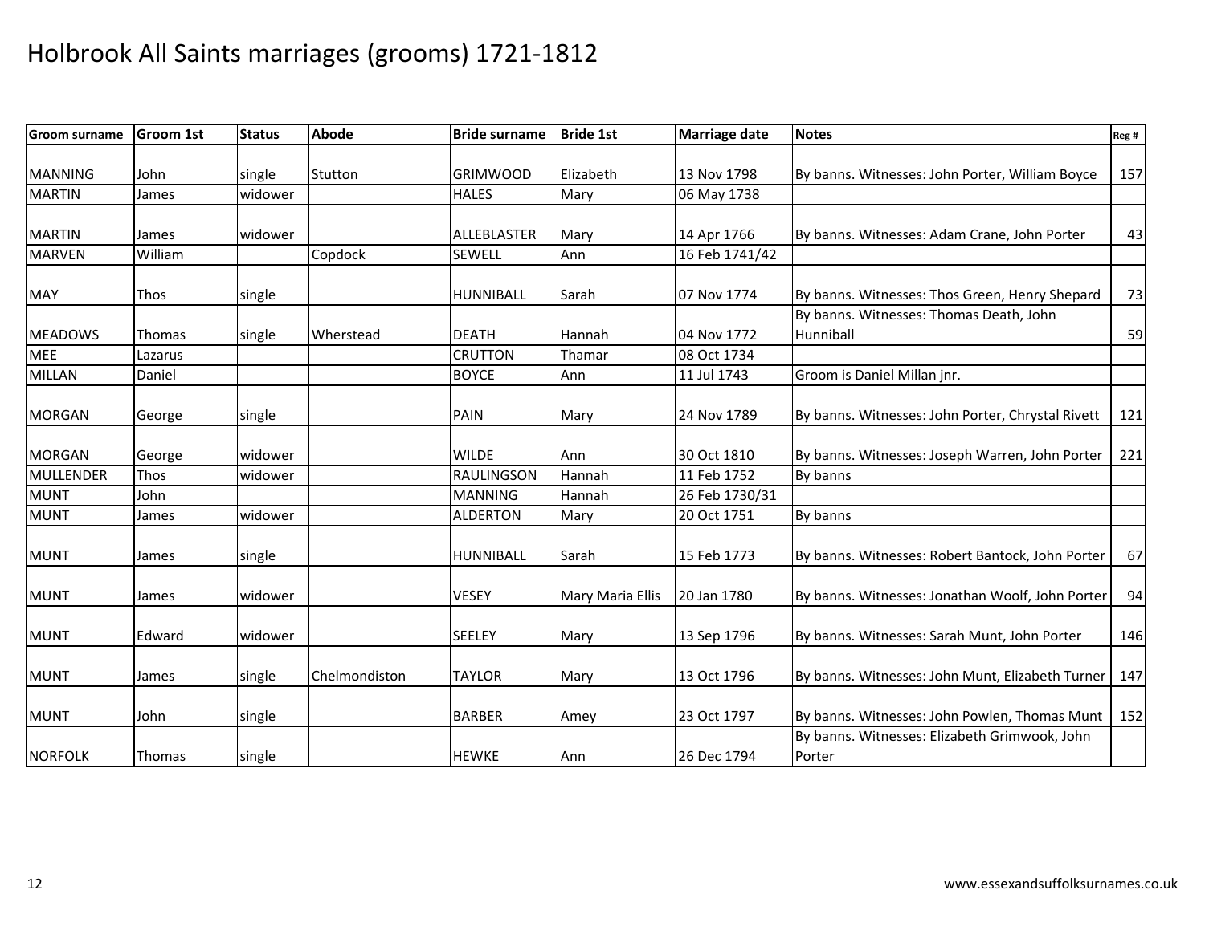# Holbrook All Saints marriages (grooms) 1721-1812

| Groom surname | Groom 1st | Status | Abode | Bride surname | Bride 1st | Marriage date | Notes | Reg # |
|---|---|---|---|---|---|---|---|---|
| MANNING | John | single | Stutton | GRIMWOOD | Elizabeth | 13 Nov 1798 | By banns. Witnesses: John Porter, William Boyce | 157 |
| MARTIN | James | widower | | HALES | Mary | 06 May 1738 | | |
| MARTIN | James | widower | | ALLEBLASTER | Mary | 14 Apr 1766 | By banns. Witnesses: Adam Crane, John Porter | 43 |
| MARVEN | William | | Copdock | SEWELL | Ann | 16 Feb 1741/42 | | |
| MAY | Thos | single | | HUNNIBALL | Sarah | 07 Nov 1774 | By banns. Witnesses: Thos Green, Henry Shepard | 73 |
| MEADOWS | Thomas | single | Wherstead | DEATH | Hannah | 04 Nov 1772 | By banns. Witnesses: Thomas Death, John Hunniball | 59 |
| MEE | Lazarus | | | CRUTTON | Thamar | 08 Oct 1734 | | |
| MILLAN | Daniel | | | BOYCE | Ann | 11 Jul 1743 | Groom is Daniel Millan jnr. | |
| MORGAN | George | single | | PAIN | Mary | 24 Nov 1789 | By banns. Witnesses: John Porter, Chrystal Rivett | 121 |
| MORGAN | George | widower | | WILDE | Ann | 30 Oct 1810 | By banns. Witnesses: Joseph Warren, John Porter | 221 |
| MULLENDER | Thos | widower | | RAULINGSON | Hannah | 11 Feb 1752 | By banns | |
| MUNT | John | | | MANNING | Hannah | 26 Feb 1730/31 | | |
| MUNT | James | widower | | ALDERTON | Mary | 20 Oct 1751 | By banns | |
| MUNT | James | single | | HUNNIBALL | Sarah | 15 Feb 1773 | By banns. Witnesses: Robert Bantock, John Porter | 67 |
| MUNT | James | widower | | VESEY | Mary Maria Ellis | 20 Jan 1780 | By banns. Witnesses: Jonathan Woolf, John Porter | 94 |
| MUNT | Edward | widower | | SEELEY | Mary | 13 Sep 1796 | By banns. Witnesses: Sarah Munt, John Porter | 146 |
| MUNT | James | single | Chelmondiston | TAYLOR | Mary | 13 Oct 1796 | By banns. Witnesses: John Munt, Elizabeth Turner | 147 |
| MUNT | John | single | | BARBER | Amey | 23 Oct 1797 | By banns. Witnesses: John Powlen, Thomas Munt | 152 |
| NORFOLK | Thomas | single | | HEWKE | Ann | 26 Dec 1794 | By banns. Witnesses: Elizabeth Grimwook, John Porter | |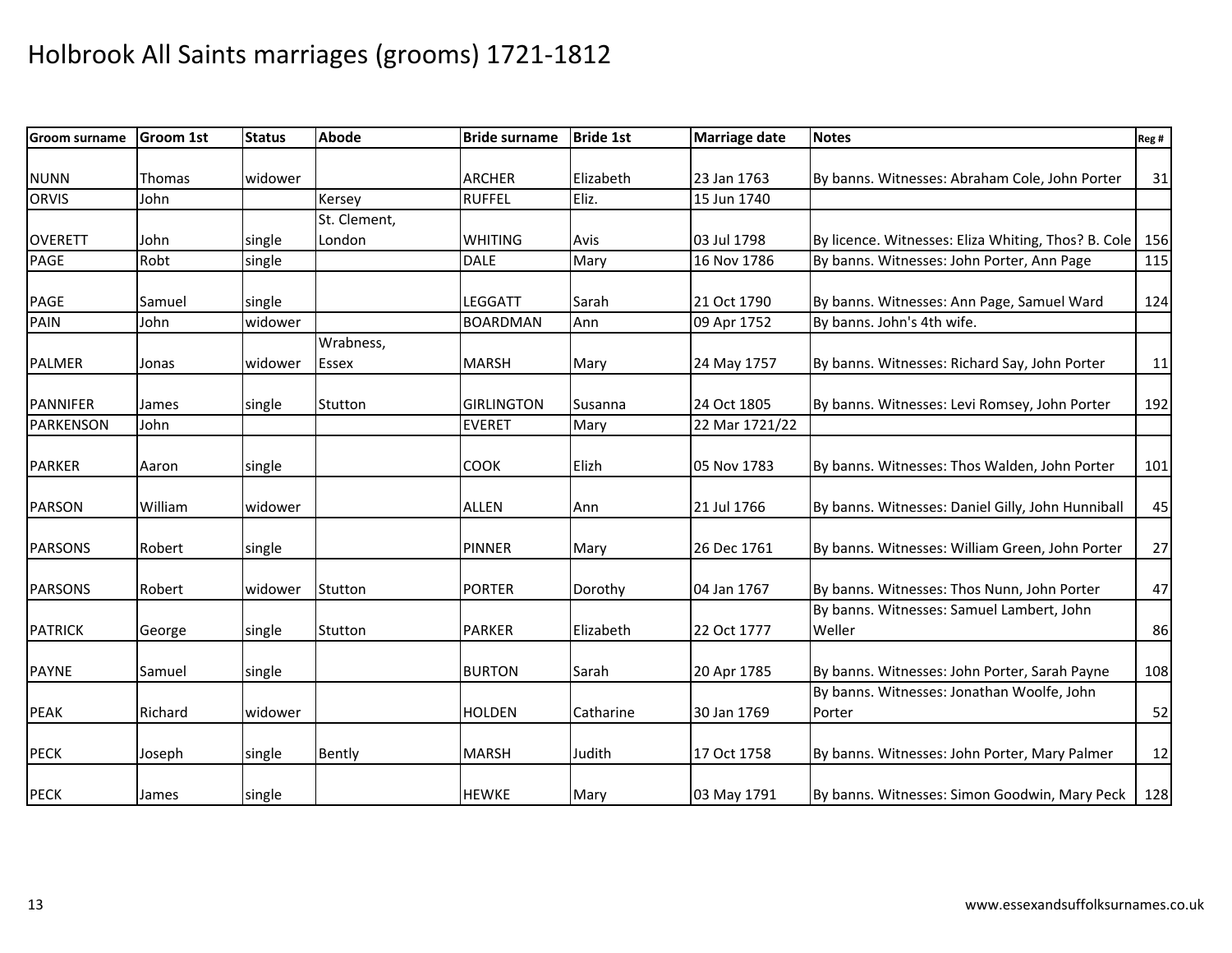# Holbrook All Saints marriages (grooms) 1721-1812

| Groom surname | Groom 1st | Status | Abode | Bride surname | Bride 1st | Marriage date | Notes | Reg # |
|---|---|---|---|---|---|---|---|---|
| NUNN | Thomas | widower | | ARCHER | Elizabeth | 23 Jan 1763 | By banns. Witnesses: Abraham Cole, John Porter | 31 |
| ORVIS | John | | Kersey | RUFFEL | Eliz. | 15 Jun 1740 | | |
| OVERETT | John | single | St. Clement, London | WHITING | Avis | 03 Jul 1798 | By licence. Witnesses: Eliza Whiting, Thos? B. Cole | 156 |
| PAGE | Robt | single | | DALE | Mary | 16 Nov 1786 | By banns. Witnesses: John Porter, Ann Page | 115 |
| PAGE | Samuel | single | | LEGGATT | Sarah | 21 Oct 1790 | By banns. Witnesses: Ann Page, Samuel Ward | 124 |
| PAIN | John | widower | | BOARDMAN | Ann | 09 Apr 1752 | By banns. John's 4th wife. | |
| PALMER | Jonas | widower | Wrabness, Essex | MARSH | Mary | 24 May 1757 | By banns. Witnesses: Richard Say, John Porter | 11 |
| PANNIFER | James | single | Stutton | GIRLINGTON | Susanna | 24 Oct 1805 | By banns. Witnesses: Levi Romsey, John Porter | 192 |
| PARKENSON | John | | | EVERET | Mary | 22 Mar 1721/22 | | |
| PARKER | Aaron | single | | COOK | Elizh | 05 Nov 1783 | By banns. Witnesses: Thos Walden, John Porter | 101 |
| PARSON | William | widower | | ALLEN | Ann | 21 Jul 1766 | By banns. Witnesses: Daniel Gilly, John Hunniball | 45 |
| PARSONS | Robert | single | | PINNER | Mary | 26 Dec 1761 | By banns. Witnesses: William Green, John Porter | 27 |
| PARSONS | Robert | widower | Stutton | PORTER | Dorothy | 04 Jan 1767 | By banns. Witnesses: Thos Nunn, John Porter | 47 |
| PATRICK | George | single | Stutton | PARKER | Elizabeth | 22 Oct 1777 | By banns. Witnesses: Samuel Lambert, John Weller | 86 |
| PAYNE | Samuel | single | | BURTON | Sarah | 20 Apr 1785 | By banns. Witnesses: John Porter, Sarah Payne | 108 |
| PEAK | Richard | widower | | HOLDEN | Catharine | 30 Jan 1769 | By banns. Witnesses: Jonathan Woolfe, John Porter | 52 |
| PECK | Joseph | single | Bently | MARSH | Judith | 17 Oct 1758 | By banns. Witnesses: John Porter, Mary Palmer | 12 |
| PECK | James | single | | HEWKE | Mary | 03 May 1791 | By banns. Witnesses: Simon Goodwin, Mary Peck | 128 |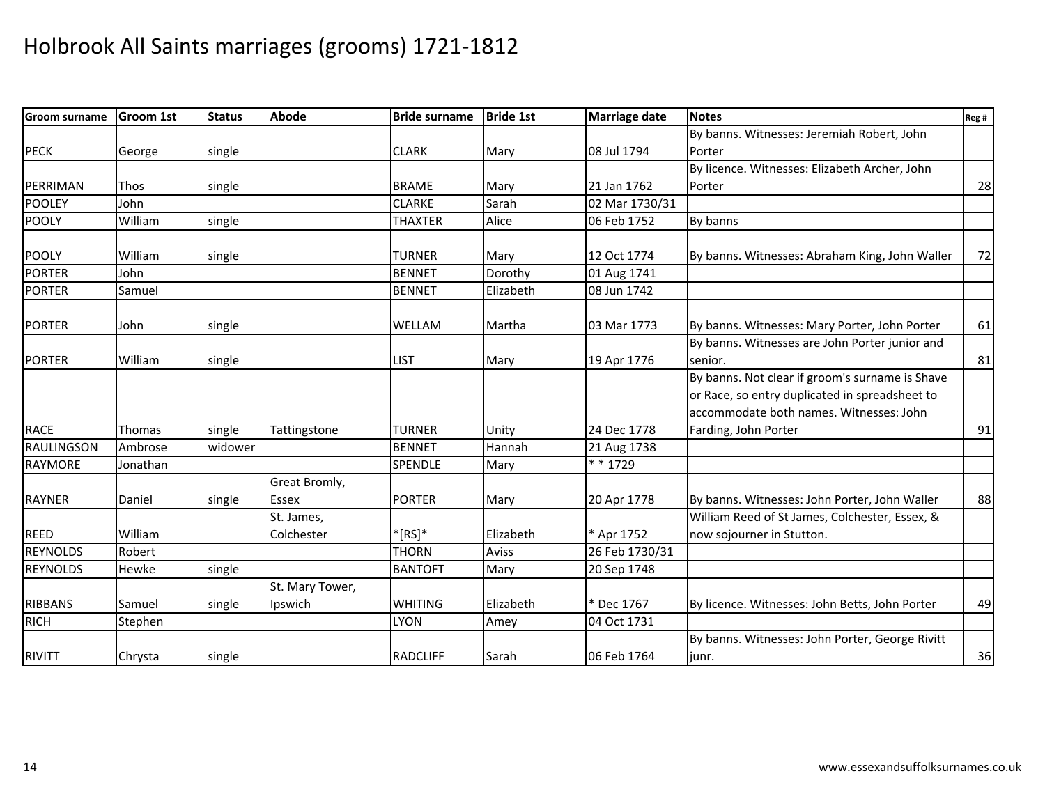# Holbrook All Saints marriages (grooms) 1721-1812

| Groom surname | Groom 1st | Status | Abode | Bride surname | Bride 1st | Marriage date | Notes | Reg # |
|---|---|---|---|---|---|---|---|---|
| PECK | George | single | | CLARK | Mary | 08 Jul 1794 | By banns. Witnesses: Jeremiah Robert, John Porter | |
| PERRIMAN | Thos | single | | BRAME | Mary | 21 Jan 1762 | By licence. Witnesses: Elizabeth Archer, John Porter | 28 |
| POOLEY | John | | | CLARKE | Sarah | 02 Mar 1730/31 | | |
| POOLY | William | single | | THAXTER | Alice | 06 Feb 1752 | By banns | |
| POOLY | William | single | | TURNER | Mary | 12 Oct 1774 | By banns. Witnesses: Abraham King, John Waller | 72 |
| PORTER | John | | | BENNET | Dorothy | 01 Aug 1741 | | |
| PORTER | Samuel | | | BENNET | Elizabeth | 08 Jun 1742 | | |
| PORTER | John | single | | WELLAM | Martha | 03 Mar 1773 | By banns. Witnesses: Mary Porter, John Porter | 61 |
| PORTER | William | single | | LIST | Mary | 19 Apr 1776 | By banns. Witnesses are John Porter junior and senior. | 81 |
| RACE | Thomas | single | Tattingstone | TURNER | Unity | 24 Dec 1778 | By banns. Not clear if groom's surname is Shave or Race, so entry duplicated in spreadsheet to accommodate both names. Witnesses: John Farding, John Porter | 91 |
| RAULINGSON | Ambrose | widower | | BENNET | Hannah | 21 Aug 1738 | | |
| RAYMORE | Jonathan | | | SPENDLE | Mary | * * 1729 | | |
| RAYNER | Daniel | single | Great Bromly, Essex | PORTER | Mary | 20 Apr 1778 | By banns. Witnesses: John Porter, John Waller | 88 |
| REED | William | | St. James, Colchester | *[RS]* | Elizabeth | * Apr 1752 | William Reed of St James, Colchester, Essex, & now sojourner in Stutton. | |
| REYNOLDS | Robert | | | THORN | Aviss | 26 Feb 1730/31 | | |
| REYNOLDS | Hewke | single | | BANTOFT | Mary | 20 Sep 1748 | | |
| RIBBANS | Samuel | single | St. Mary Tower, Ipswich | WHITING | Elizabeth | * Dec 1767 | By licence. Witnesses: John Betts, John Porter | 49 |
| RICH | Stephen | | | LYON | Amey | 04 Oct 1731 | | |
| RIVITT | Chrysta | single | | RADCLIFF | Sarah | 06 Feb 1764 | By banns. Witnesses: John Porter, George Rivitt junr. | 36 |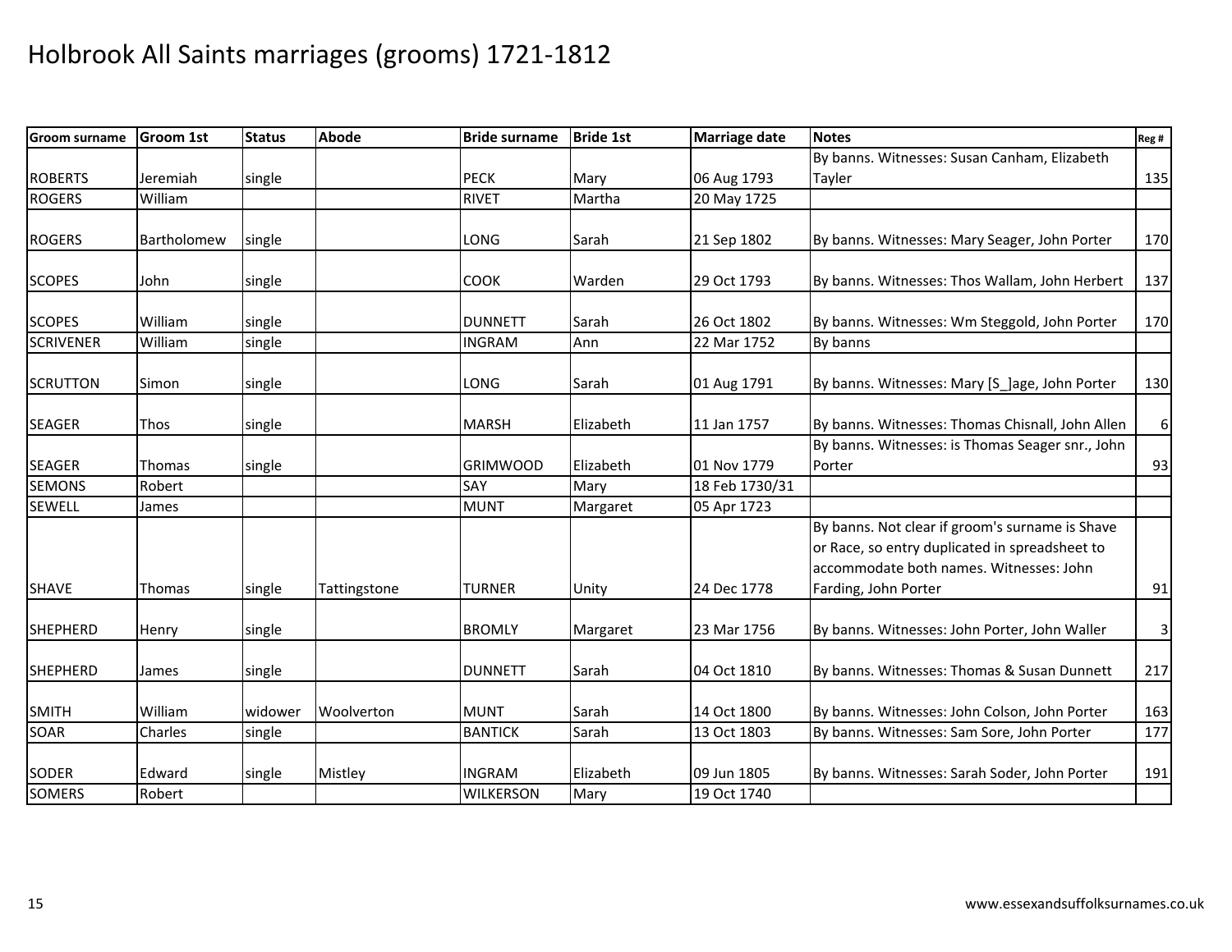# Holbrook All Saints marriages (grooms) 1721-1812

| Groom surname | Groom 1st | Status | Abode | Bride surname | Bride 1st | Marriage date | Notes | Reg # |
|---|---|---|---|---|---|---|---|---|
| ROBERTS | Jeremiah | single | | PECK | Mary | 06 Aug 1793 | By banns. Witnesses: Susan Canham, Elizabeth Tayler | 135 |
| ROGERS | William | | | RIVET | Martha | 20 May 1725 | | |
| ROGERS | Bartholomew | single | | LONG | Sarah | 21 Sep 1802 | By banns. Witnesses: Mary Seager, John Porter | 170 |
| SCOPES | John | single | | COOK | Warden | 29 Oct 1793 | By banns. Witnesses: Thos Wallam, John Herbert | 137 |
| SCOPES | William | single | | DUNNETT | Sarah | 26 Oct 1802 | By banns. Witnesses: Wm Steggold, John Porter | 170 |
| SCRIVENER | William | single | | INGRAM | Ann | 22 Mar 1752 | By banns | |
| SCRUTTON | Simon | single | | LONG | Sarah | 01 Aug 1791 | By banns. Witnesses: Mary [S_]age, John Porter | 130 |
| SEAGER | Thos | single | | MARSH | Elizabeth | 11 Jan 1757 | By banns. Witnesses: Thomas Chisnall, John Allen | 6 |
| SEAGER | Thomas | single | | GRIMWOOD | Elizabeth | 01 Nov 1779 | By banns. Witnesses: is Thomas Seager snr., John Porter | 93 |
| SEMONS | Robert | | | SAY | Mary | 18 Feb 1730/31 | | |
| SEWELL | James | | | MUNT | Margaret | 05 Apr 1723 | | |
| SHAVE | Thomas | single | Tattingstone | TURNER | Unity | 24 Dec 1778 | By banns. Not clear if groom's surname is Shave or Race, so entry duplicated in spreadsheet to accommodate both names. Witnesses: John Farding, John Porter | 91 |
| SHEPHERD | Henry | single | | BROMLY | Margaret | 23 Mar 1756 | By banns. Witnesses: John Porter, John Waller | 3 |
| SHEPHERD | James | single | | DUNNETT | Sarah | 04 Oct 1810 | By banns. Witnesses: Thomas & Susan Dunnett | 217 |
| SMITH | William | widower | Woolverton | MUNT | Sarah | 14 Oct 1800 | By banns. Witnesses: John Colson, John Porter | 163 |
| SOAR | Charles | single | | BANTICK | Sarah | 13 Oct 1803 | By banns. Witnesses: Sam Sore, John Porter | 177 |
| SODER | Edward | single | Mistley | INGRAM | Elizabeth | 09 Jun 1805 | By banns. Witnesses: Sarah Soder, John Porter | 191 |
| SOMERS | Robert | | | WILKERSON | Mary | 19 Oct 1740 | | |

www.essexandsuffolksurnames.co.uk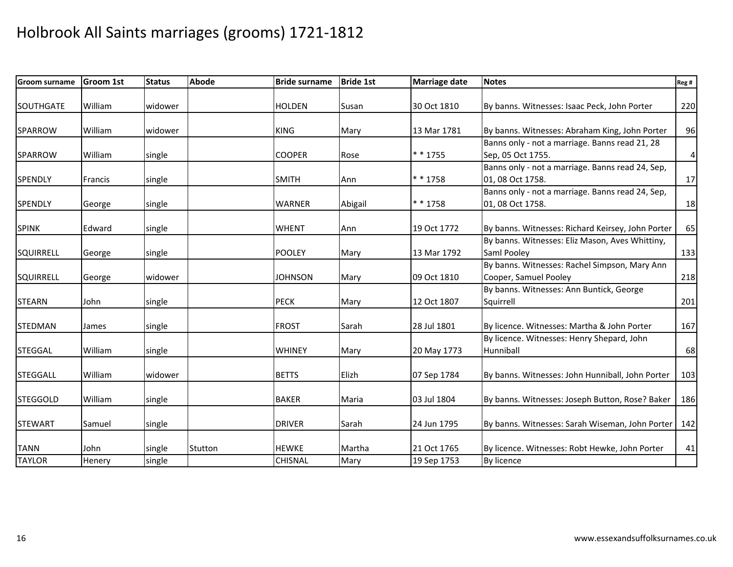# Holbrook All Saints marriages (grooms) 1721-1812

| Groom surname | Groom 1st | Status | Abode | Bride surname | Bride 1st | Marriage date | Notes | Reg # |
|---|---|---|---|---|---|---|---|---|
| SOUTHGATE | William | widower | | HOLDEN | Susan | 30 Oct 1810 | By banns. Witnesses: Isaac Peck, John Porter | 220 |
| SPARROW | William | widower | | KING | Mary | 13 Mar 1781 | By banns. Witnesses: Abraham King, John Porter | 96 |
| SPARROW | William | single | | COOPER | Rose | * * 1755 | Banns only - not a marriage. Banns read 21, 28 Sep, 05 Oct 1755. | 4 |
| SPENDLY | Francis | single | | SMITH | Ann | * * 1758 | Banns only - not a marriage. Banns read 24, Sep, 01, 08 Oct 1758. | 17 |
| SPENDLY | George | single | | WARNER | Abigail | * * 1758 | Banns only - not a marriage. Banns read 24, Sep, 01, 08 Oct 1758. | 18 |
| SPINK | Edward | single | | WHENT | Ann | 19 Oct 1772 | By banns. Witnesses: Richard Keirsey, John Porter | 65 |
| SQUIRRELL | George | single | | POOLEY | Mary | 13 Mar 1792 | By banns. Witnesses: Eliz Mason, Aves Whittiny, Saml Pooley | 133 |
| SQUIRRELL | George | widower | | JOHNSON | Mary | 09 Oct 1810 | By banns. Witnesses: Rachel Simpson, Mary Ann Cooper, Samuel Pooley | 218 |
| STEARN | John | single | | PECK | Mary | 12 Oct 1807 | By banns. Witnesses: Ann Buntick, George Squirrell | 201 |
| STEDMAN | James | single | | FROST | Sarah | 28 Jul 1801 | By licence. Witnesses: Martha & John Porter | 167 |
| STEGGAL | William | single | | WHINEY | Mary | 20 May 1773 | By licence. Witnesses: Henry Shepard, John Hunniball | 68 |
| STEGGALL | William | widower | | BETTS | Elizh | 07 Sep 1784 | By banns. Witnesses: John Hunniball, John Porter | 103 |
| STEGGOLD | William | single | | BAKER | Maria | 03 Jul 1804 | By banns. Witnesses: Joseph Button, Rose? Baker | 186 |
| STEWART | Samuel | single | | DRIVER | Sarah | 24 Jun 1795 | By banns. Witnesses: Sarah Wiseman, John Porter | 142 |
| TANN | John | single | Stutton | HEWKE | Martha | 21 Oct 1765 | By licence. Witnesses: Robt Hewke, John Porter | 41 |
| TAYLOR | Henery | single | | CHISNAL | Mary | 19 Sep 1753 | By licence | |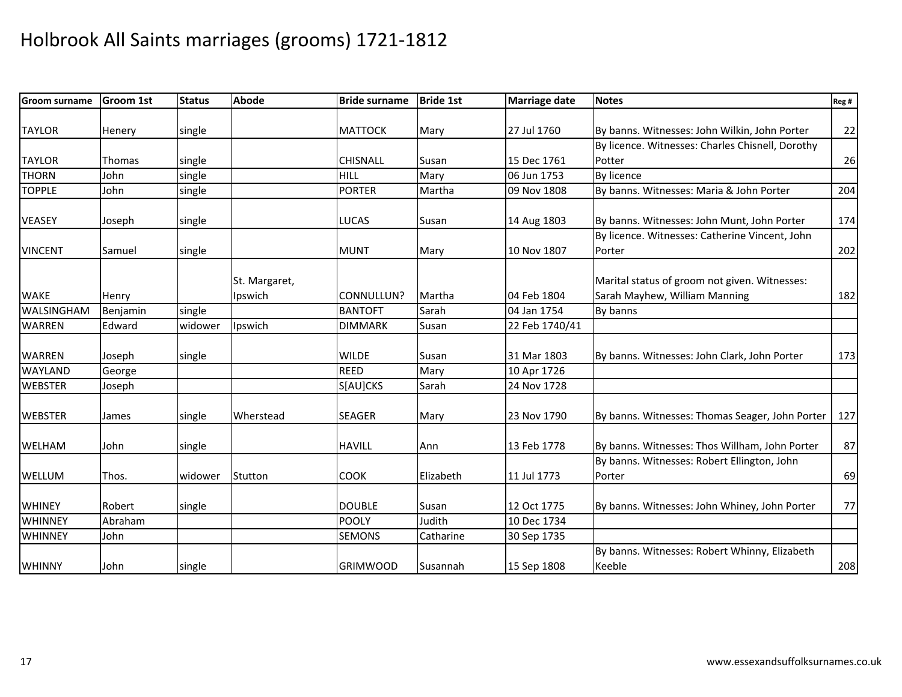# Holbrook All Saints marriages (grooms) 1721-1812

| Groom surname | Groom 1st | Status | Abode | Bride surname | Bride 1st | Marriage date | Notes | Reg # |
|---|---|---|---|---|---|---|---|---|
| TAYLOR | Henery | single | | MATTOCK | Mary | 27 Jul 1760 | By banns. Witnesses: John Wilkin, John Porter | 22 |
| TAYLOR | Thomas | single | | CHISNALL | Susan | 15 Dec 1761 | By licence. Witnesses: Charles Chisnell, Dorothy Potter | 26 |
| THORN | John | single | | HILL | Mary | 06 Jun 1753 | By licence | |
| TOPPLE | John | single | | PORTER | Martha | 09 Nov 1808 | By banns. Witnesses: Maria & John Porter | 204 |
| VEASEY | Joseph | single | | LUCAS | Susan | 14 Aug 1803 | By banns. Witnesses: John Munt, John Porter | 174 |
| VINCENT | Samuel | single | | MUNT | Mary | 10 Nov 1807 | By licence. Witnesses: Catherine Vincent, John Porter | 202 |
| WAKE | Henry | | St. Margaret, Ipswich | CONNULLUN? | Martha | 04 Feb 1804 | Marital status of groom not given. Witnesses: Sarah Mayhew, William Manning | 182 |
| WALSINGHAM | Benjamin | single | | BANTOFT | Sarah | 04 Jan 1754 | By banns | |
| WARREN | Edward | widower | Ipswich | DIMMARK | Susan | 22 Feb 1740/41 | | |
| WARREN | Joseph | single | | WILDE | Susan | 31 Mar 1803 | By banns. Witnesses: John Clark, John Porter | 173 |
| WAYLAND | George | | | REED | Mary | 10 Apr 1726 | | |
| WEBSTER | Joseph | | | S[AU]CKS | Sarah | 24 Nov 1728 | | |
| WEBSTER | James | single | Wherstead | SEAGER | Mary | 23 Nov 1790 | By banns. Witnesses: Thomas Seager, John Porter | 127 |
| WELHAM | John | single | | HAVILL | Ann | 13 Feb 1778 | By banns. Witnesses: Thos Willham, John Porter | 87 |
| WELLUM | Thos. | widower | Stutton | COOK | Elizabeth | 11 Jul 1773 | By banns. Witnesses: Robert Ellington, John Porter | 69 |
| WHINEY | Robert | single | | DOUBLE | Susan | 12 Oct 1775 | By banns. Witnesses: John Whiney, John Porter | 77 |
| WHINNEY | Abraham | | | POOLY | Judith | 10 Dec 1734 | | |
| WHINNEY | John | | | SEMONS | Catharine | 30 Sep 1735 | | |
| WHINNY | John | single | | GRIMWOOD | Susannah | 15 Sep 1808 | By banns. Witnesses: Robert Whinny, Elizabeth Keeble | 208 |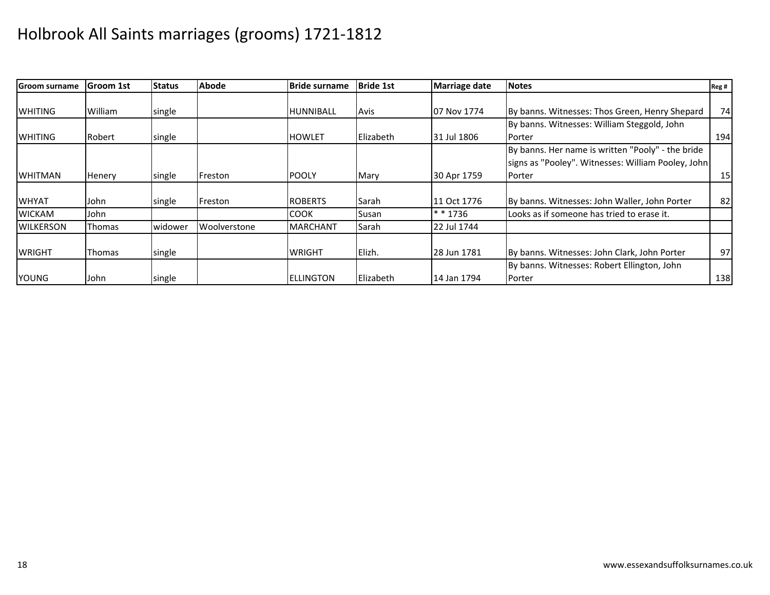# Holbrook All Saints marriages (grooms) 1721-1812

| Groom surname | Groom 1st | Status | Abode | Bride surname | Bride 1st | Marriage date | Notes | Reg # |
|---|---|---|---|---|---|---|---|---|
| WHITING | William | single | | HUNNIBALL | Avis | 07 Nov 1774 | By banns. Witnesses: Thos Green, Henry Shepard | 74 |
| WHITING | Robert | single | | HOWLET | Elizabeth | 31 Jul 1806 | By banns. Witnesses: William Steggold, John Porter | 194 |
| WHITMAN | Henery | single | Freston | POOLY | Mary | 30 Apr 1759 | By banns. Her name is written "Pooly" - the bride signs as "Pooley". Witnesses: William Pooley, John Porter | 15 |
| WHYAT | John | single | Freston | ROBERTS | Sarah | 11 Oct 1776 | By banns. Witnesses: John Waller, John Porter | 82 |
| WICKAM | John | | | COOK | Susan | * * 1736 | Looks as if someone has tried to erase it. | |
| WILKERSON | Thomas | widower | Woolverstone | MARCHANT | Sarah | 22 Jul 1744 | | |
| WRIGHT | Thomas | single | | WRIGHT | Elizh. | 28 Jun 1781 | By banns. Witnesses: John Clark, John Porter | 97 |
| YOUNG | John | single | | ELLINGTON | Elizabeth | 14 Jan 1794 | By banns. Witnesses: Robert Ellington, John Porter | 138 |

www.essexandsuffolksurnames.co.uk